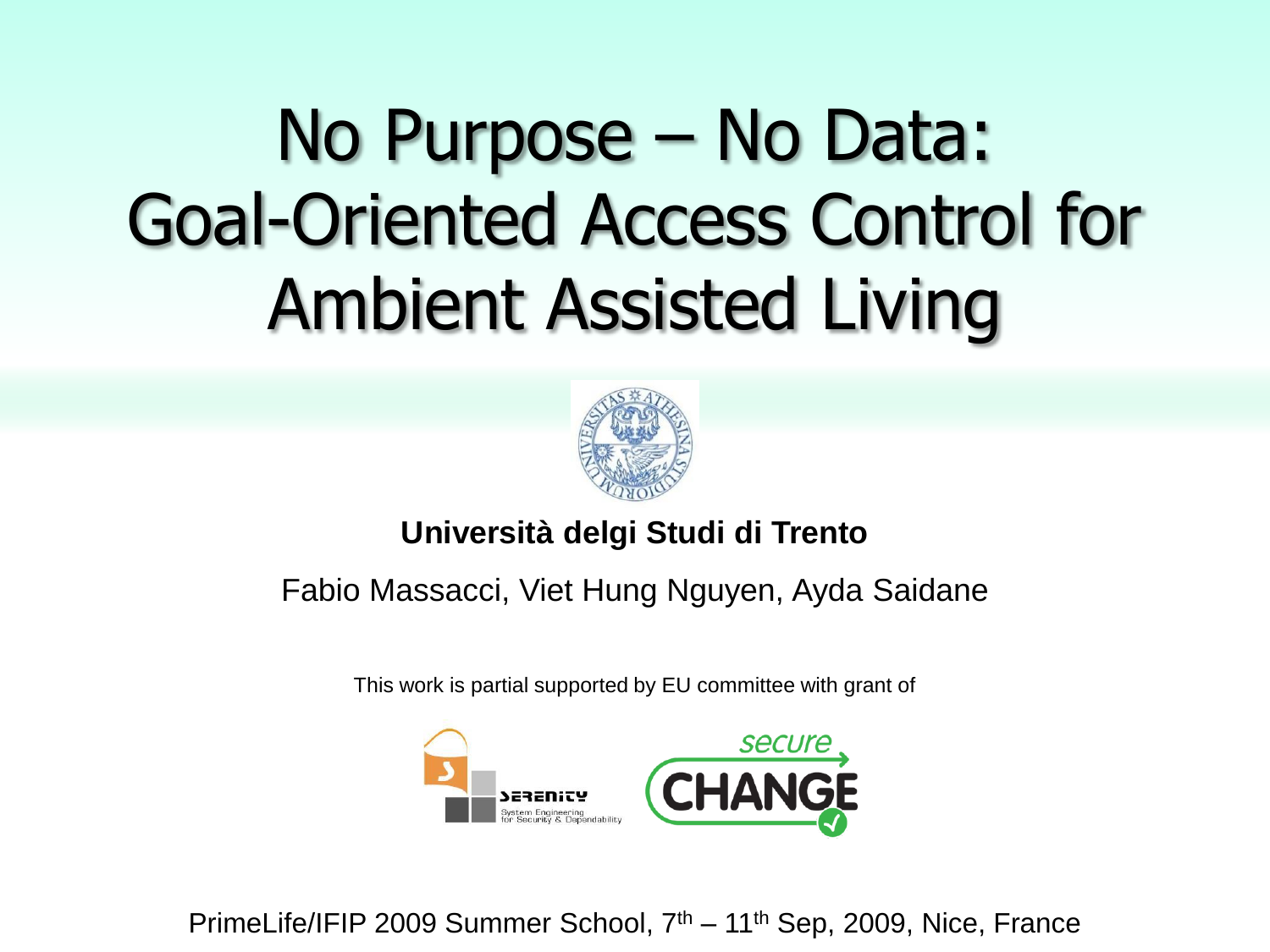# No Purpose – No Data: Goal-Oriented Access Control for Ambient Assisted Living

**Università delgi Studi di Trento**

Fabio Massacci, Viet Hung Nguyen, Ayda Saidane

This work is partial supported by EU committee with grant of

PrimeLife/IFIP 2009 Summer School, 7th – 11th Sep, 2009, Nice, France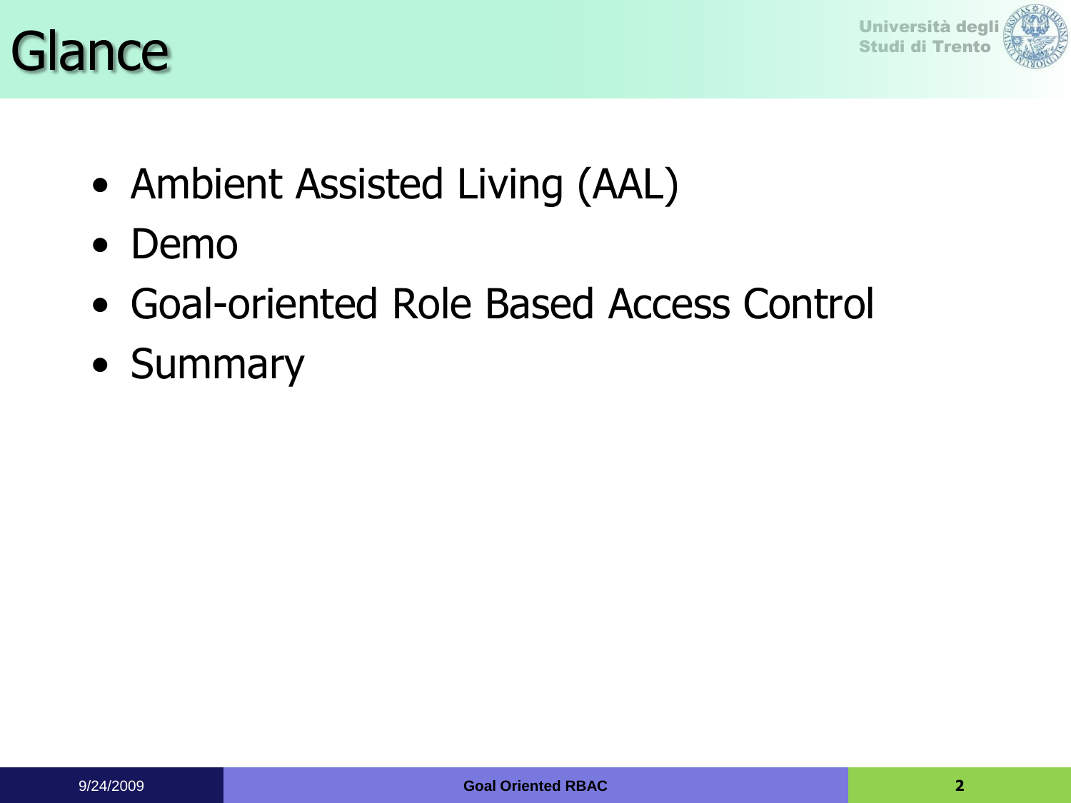# Glance

- Ambient Assisted Living (AAL)
- Demo
- Goal-oriented Role Based Access Control
- Summary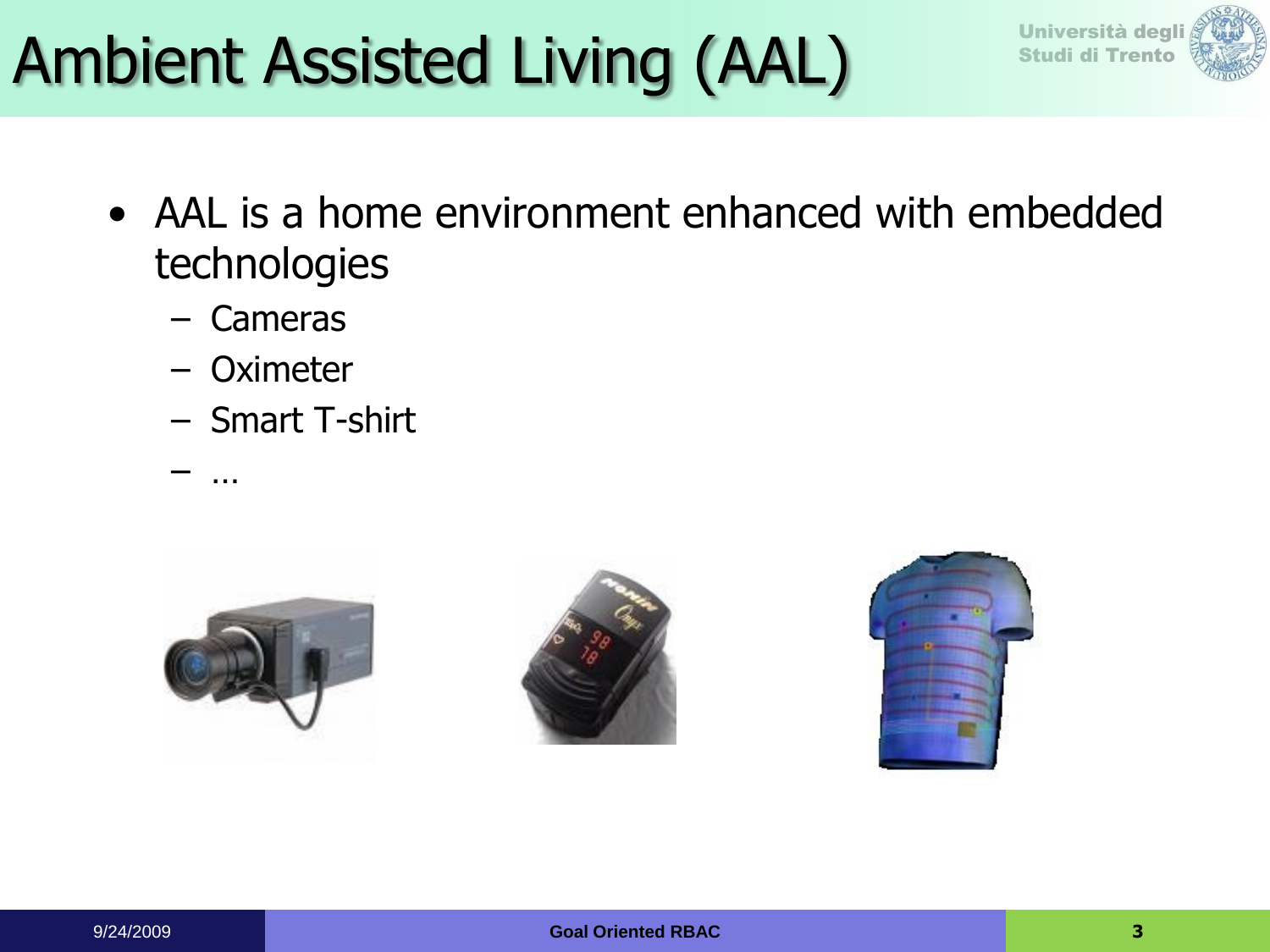# Ambient Assisted Living (AAL)

- AAL is a home environment enhanced with embedded technologies
  - Cameras
  - Oximeter
  - Smart T-shirt
  - …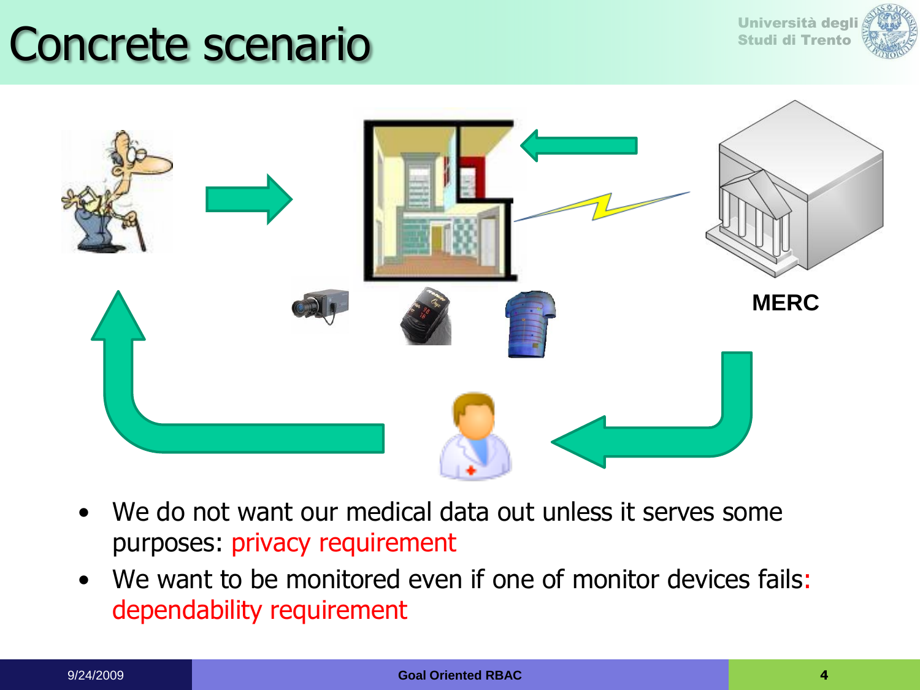# Concrete scenario

MERC

- We do not want our medical data out unless it serves some purposes: privacy requirement
- We want to be monitored even if one of monitor devices fails: dependability requirement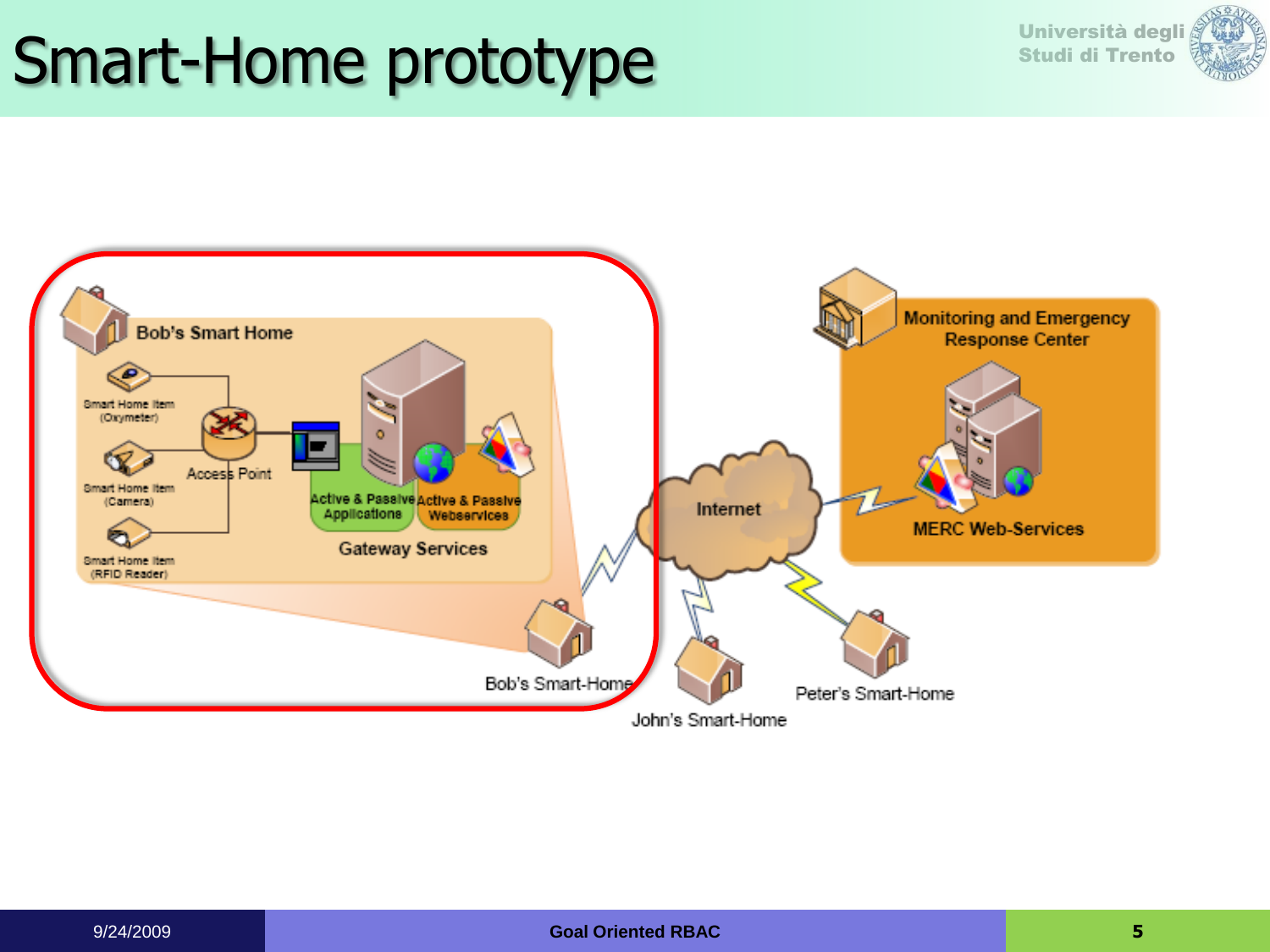# Smart-Home prototype

Bob's Smart Home

Smart Home Item (Oxymeter)

Smart Home Item (Camera)

Smart Home Item (RFID Reader)

Access Point

Active & Passive Applications

Active & Passive Webservices

Gateway Services

Bob's Smart-Home

Internet

John's Smart-Home

Peter's Smart-Home

Monitoring and Emergency Response Center

MERC Web-Services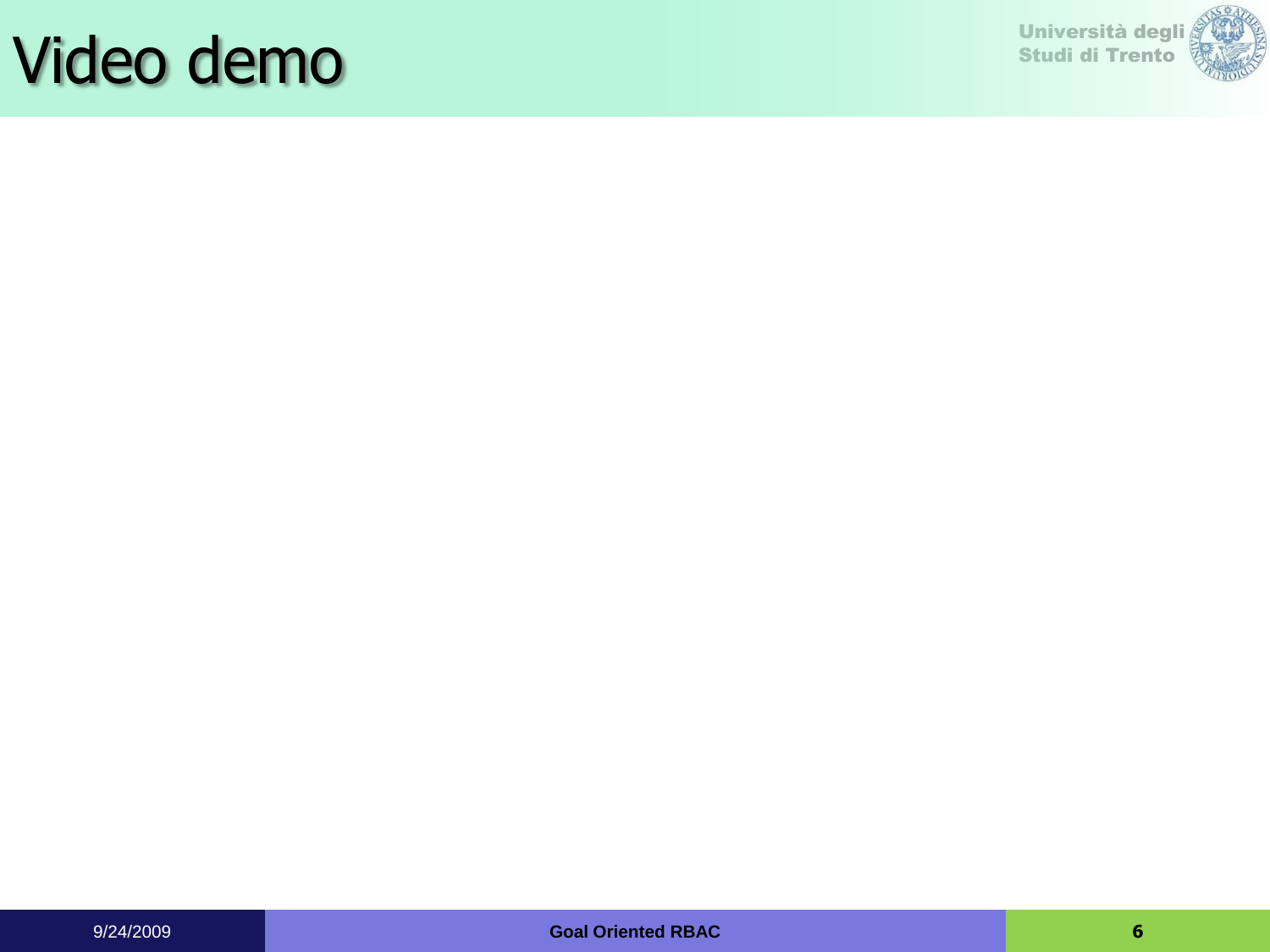# Video demo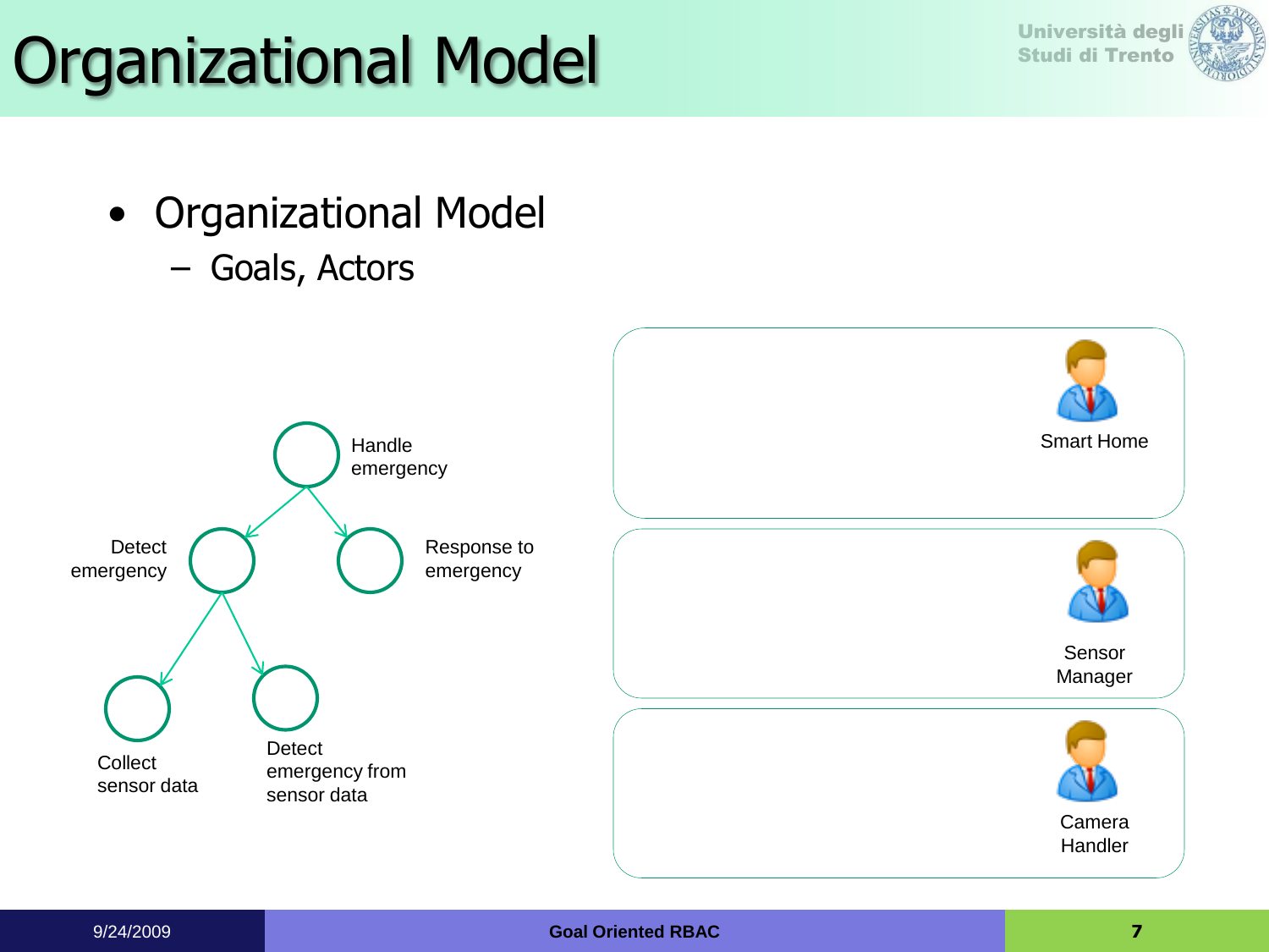# Organizational Model

- Organizational Model
  - Goals, Actors

Handle emergency

Detect emergency

Response to emergency

Collect sensor data

Detect emergency from sensor data

Smart Home

Sensor Manager

Camera Handler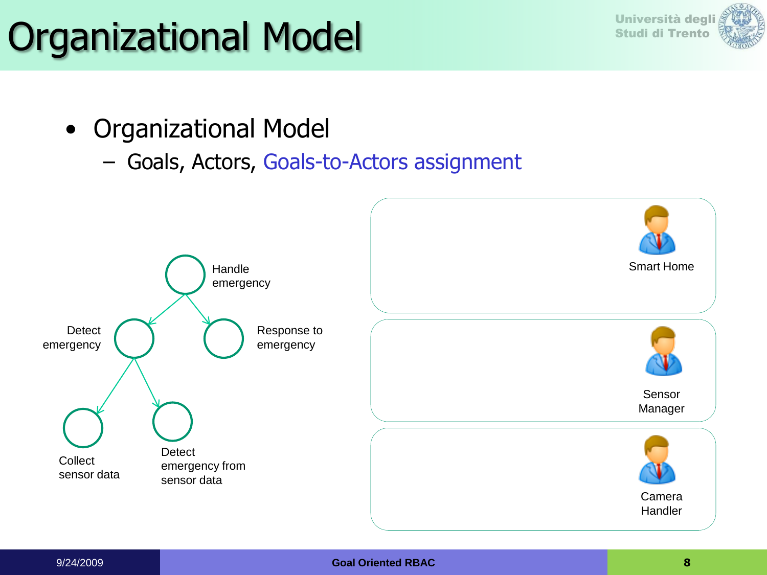# Organizational Model

- Organizational Model
  - Goals, Actors, Goals-to-Actors assignment

Handle emergency

Detect emergency

Response to emergency

Collect sensor data

Detect emergency from sensor data

Smart Home

Sensor Manager

Camera Handler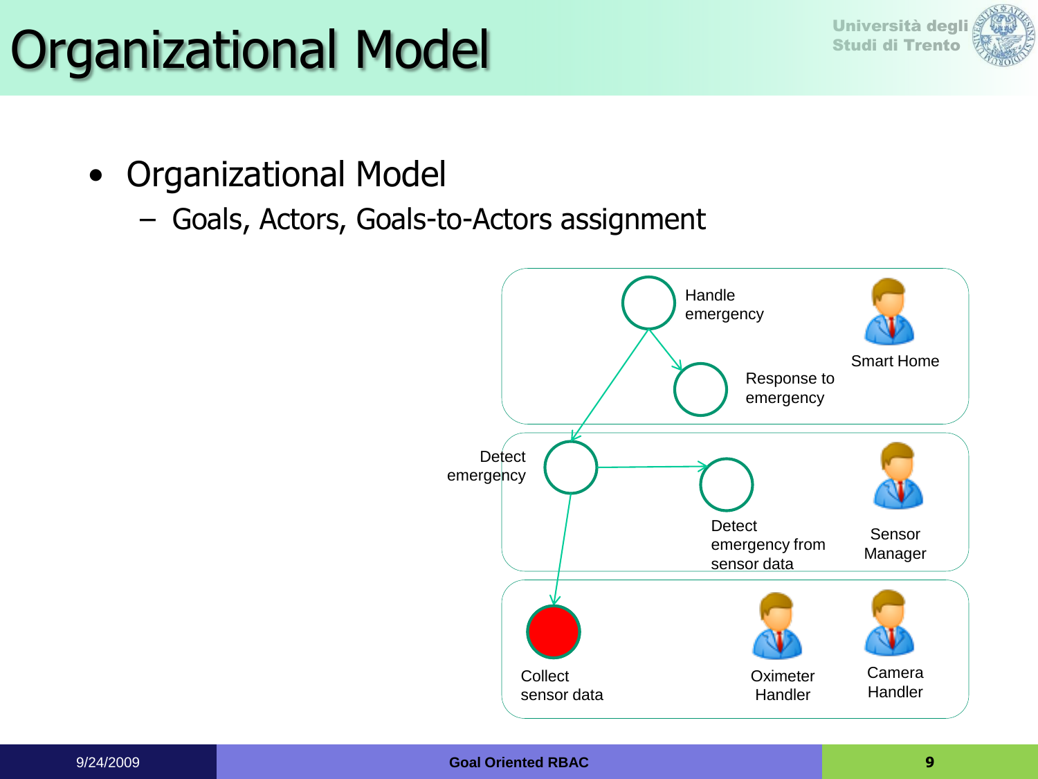# Organizational Model

- Organizational Model
  - Goals, Actors, Goals-to-Actors assignment

Handle emergency

Smart Home

Response to emergency

Detect emergency

Detect emergency from sensor data

Sensor Manager

Collect sensor data

Oximeter Handler

Camera Handler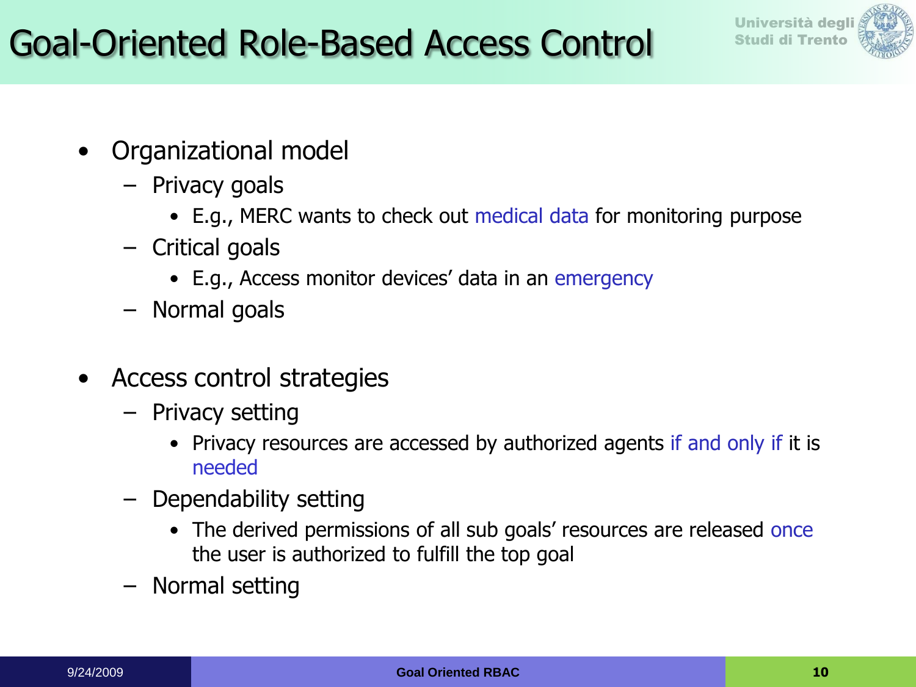# Goal-Oriented Role-Based Access Control

- Organizational model
  - Privacy goals
    - E.g., MERC wants to check out medical data for monitoring purpose
  - Critical goals
    - E.g., Access monitor devices' data in an emergency
  - Normal goals
- Access control strategies
  - Privacy setting
    - Privacy resources are accessed by authorized agents if and only if it is needed
  - Dependability setting
    - The derived permissions of all sub goals' resources are released once the user is authorized to fulfill the top goal
  - Normal setting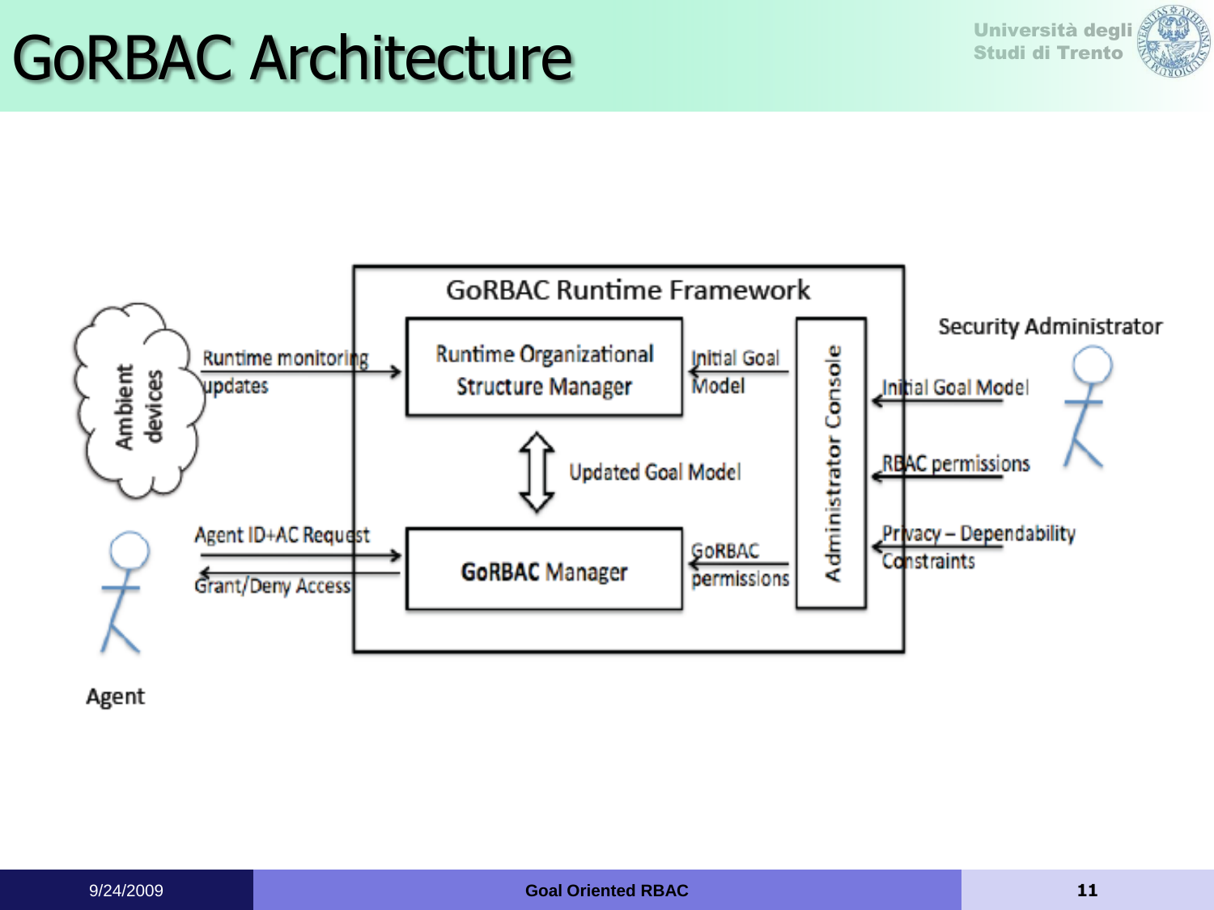# GoRBAC Architecture

GoRBAC Runtime Framework

Ambient devices

Runtime monitoring updates

Runtime Organizational Structure Manager

Initial Goal Model

Administrator Console

Security Administrator

Initial Goal Model

RBAC permissions

Updated Goal Model

Agent ID+AC Request

Grant/Deny Access

**GoRBAC** Manager

GoRBAC permissions

Privacy – Dependability Constraints

Agent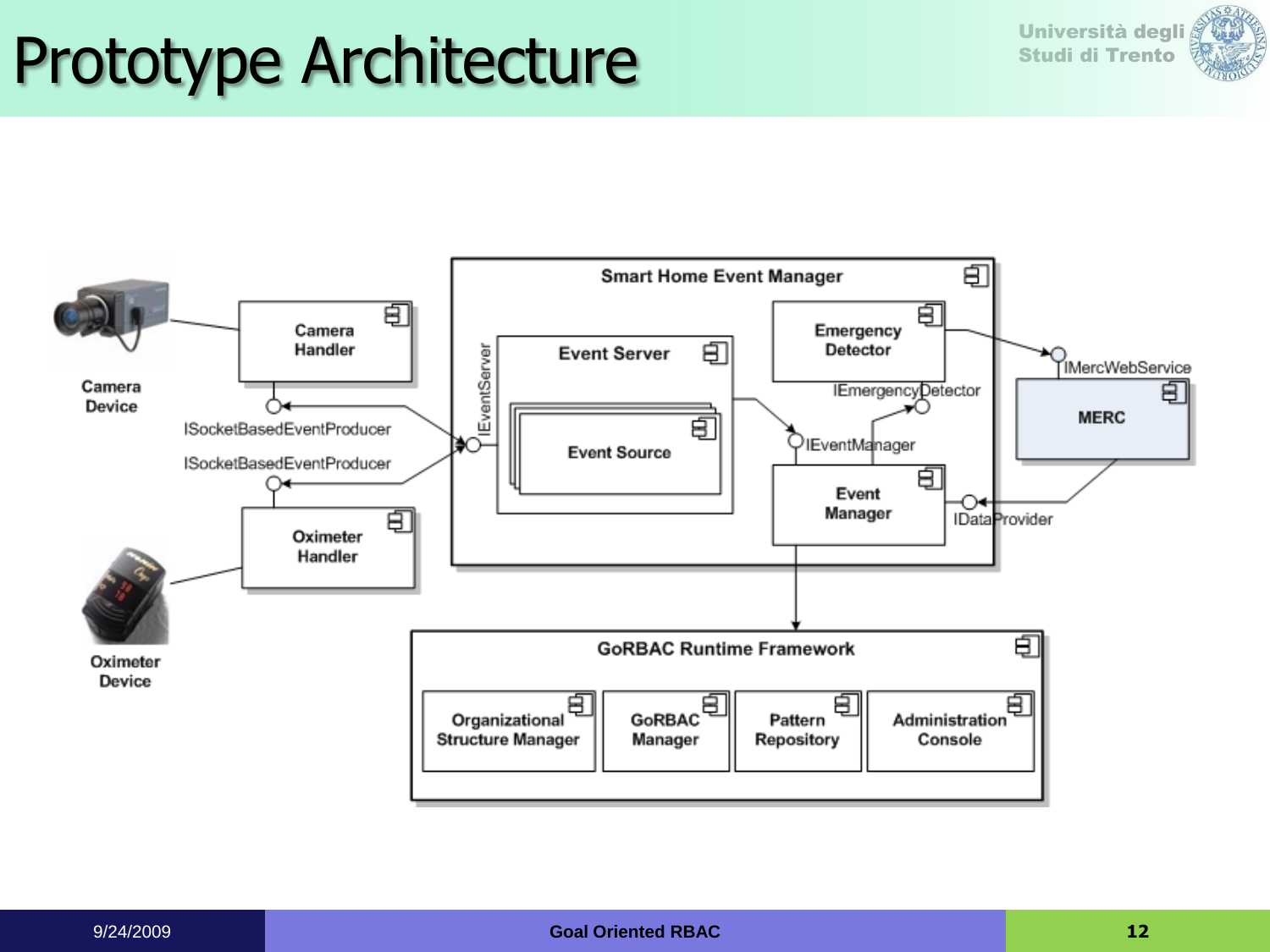# Prototype Architecture

Camera Device

Camera Handler

ISocketBasedEventProducer

ISocketBasedEventProducer

Oximeter Handler

Oximeter Device

Smart Home Event Manager

IEventServer

Event Server

Event Source

Emergency Detector

IEmergencyDetector

IEventManager

Event Manager

IMercWebService

MERC

IDataProvider

GoRBAC Runtime Framework

Organizational Structure Manager

GoRBAC Manager

Pattern Repository

Administration Console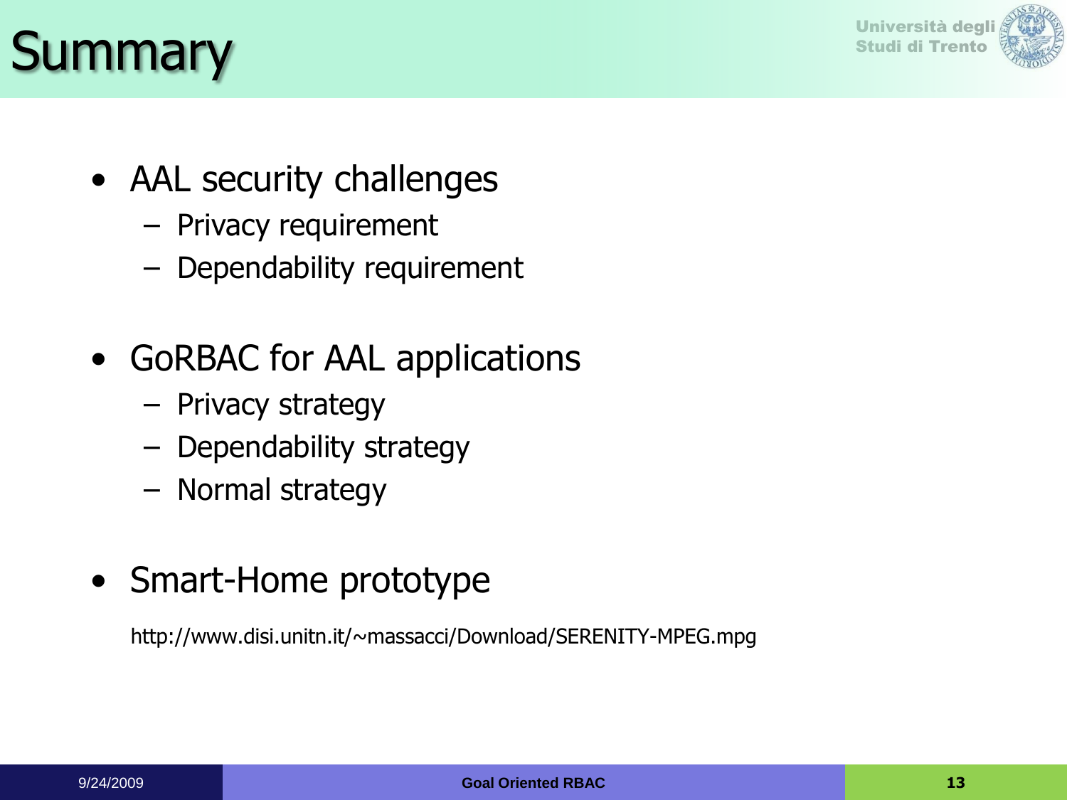# Summary

- AAL security challenges
  - Privacy requirement
  - Dependability requirement
- GoRBAC for AAL applications
  - Privacy strategy
  - Dependability strategy
  - Normal strategy
- Smart-Home prototype

http://www.disi.unitn.it/~massacci/Download/SERENITY-MPEG.mpg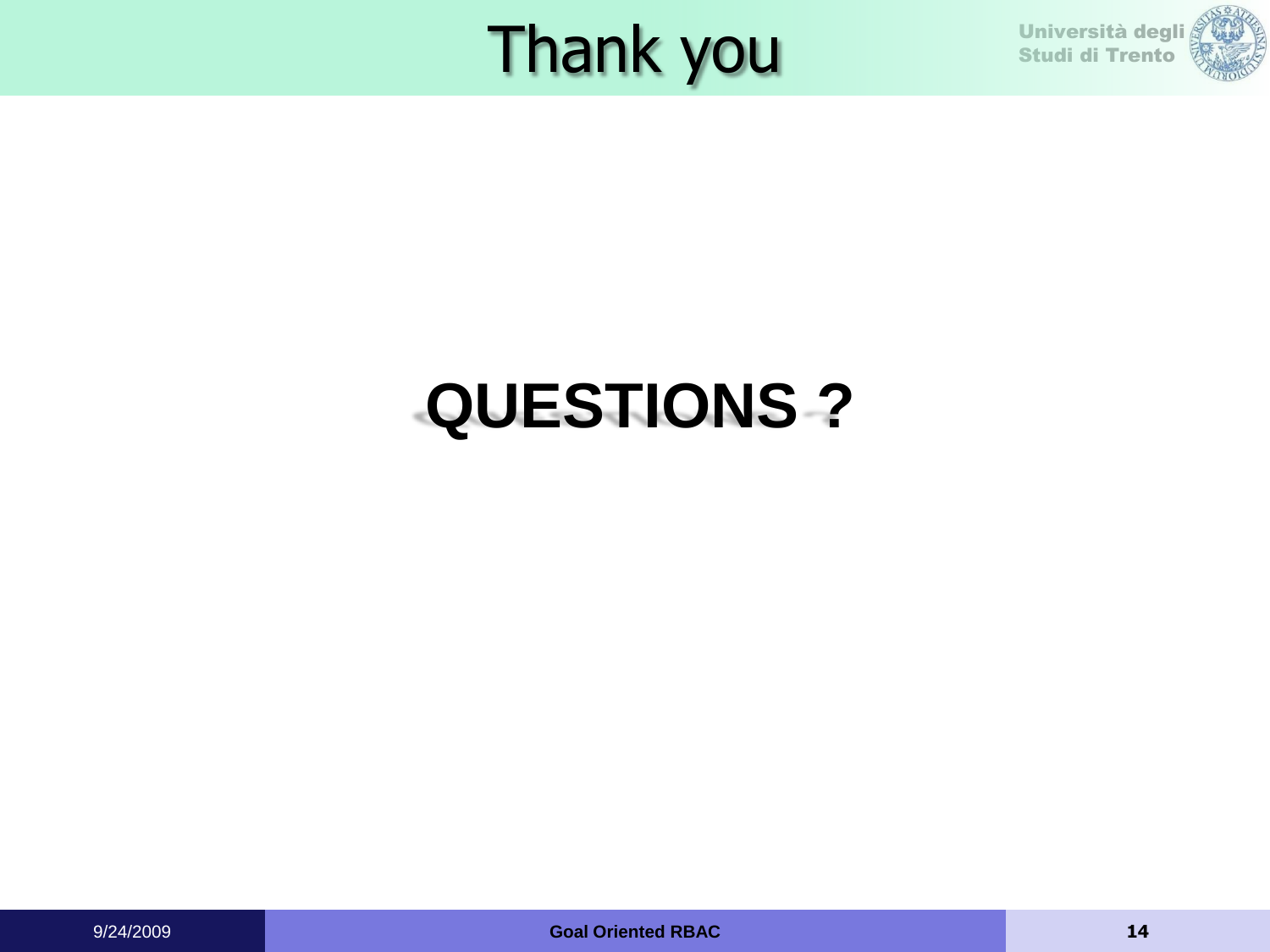# Thank you

**QUESTIONS ?**